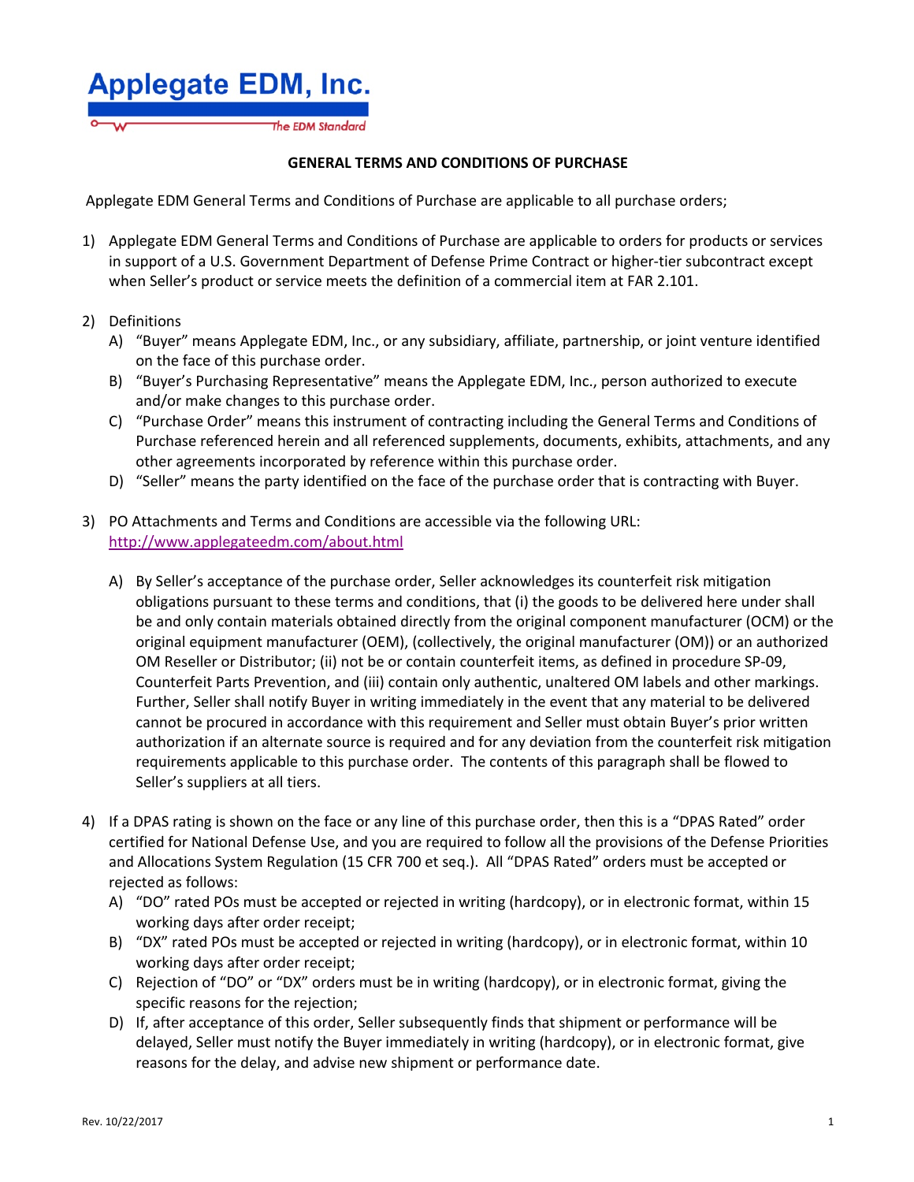Applegate EDM, Inc.

The EDM Standard

## GENERAL TERMS AND CONDITIONS OF PURCHASE

Applegate EDM General Terms and Conditions of Purchase are applicable to all purchase orders;

1) Applegate EDM General Terms and Conditions of Purchase are applicable to orders for products or services in support of a U.S. Government Department of Defense Prime Contract or higher-tier subcontract except when Seller's product or service meets the definition of a commercial item at FAR 2.101.

2) Definitions
   A) "Buyer" means Applegate EDM, Inc., or any subsidiary, affiliate, partnership, or joint venture identified on the face of this purchase order.
   B) "Buyer's Purchasing Representative" means the Applegate EDM, Inc., person authorized to execute and/or make changes to this purchase order.
   C) "Purchase Order" means this instrument of contracting including the General Terms and Conditions of Purchase referenced herein and all referenced supplements, documents, exhibits, attachments, and any other agreements incorporated by reference within this purchase order.
   D) "Seller" means the party identified on the face of the purchase order that is contracting with Buyer.

3) PO Attachments and Terms and Conditions are accessible via the following URL: http://www.applegateedm.com/about.html

   A) By Seller's acceptance of the purchase order, Seller acknowledges its counterfeit risk mitigation obligations pursuant to these terms and conditions, that (i) the goods to be delivered here under shall be and only contain materials obtained directly from the original component manufacturer (OCM) or the original equipment manufacturer (OEM), (collectively, the original manufacturer (OM)) or an authorized OM Reseller or Distributor; (ii) not be or contain counterfeit items, as defined in procedure SP-09, Counterfeit Parts Prevention, and (iii) contain only authentic, unaltered OM labels and other markings. Further, Seller shall notify Buyer in writing immediately in the event that any material to be delivered cannot be procured in accordance with this requirement and Seller must obtain Buyer's prior written authorization if an alternate source is required and for any deviation from the counterfeit risk mitigation requirements applicable to this purchase order. The contents of this paragraph shall be flowed to Seller's suppliers at all tiers.

4) If a DPAS rating is shown on the face or any line of this purchase order, then this is a "DPAS Rated" order certified for National Defense Use, and you are required to follow all the provisions of the Defense Priorities and Allocations System Regulation (15 CFR 700 et seq.). All "DPAS Rated" orders must be accepted or rejected as follows:
   A) "DO" rated POs must be accepted or rejected in writing (hardcopy), or in electronic format, within 15 working days after order receipt;
   B) "DX" rated POs must be accepted or rejected in writing (hardcopy), or in electronic format, within 10 working days after order receipt;
   C) Rejection of "DO" or "DX" orders must be in writing (hardcopy), or in electronic format, giving the specific reasons for the rejection;
   D) If, after acceptance of this order, Seller subsequently finds that shipment or performance will be delayed, Seller must notify the Buyer immediately in writing (hardcopy), or in electronic format, give reasons for the delay, and advise new shipment or performance date.

Rev. 10/22/2017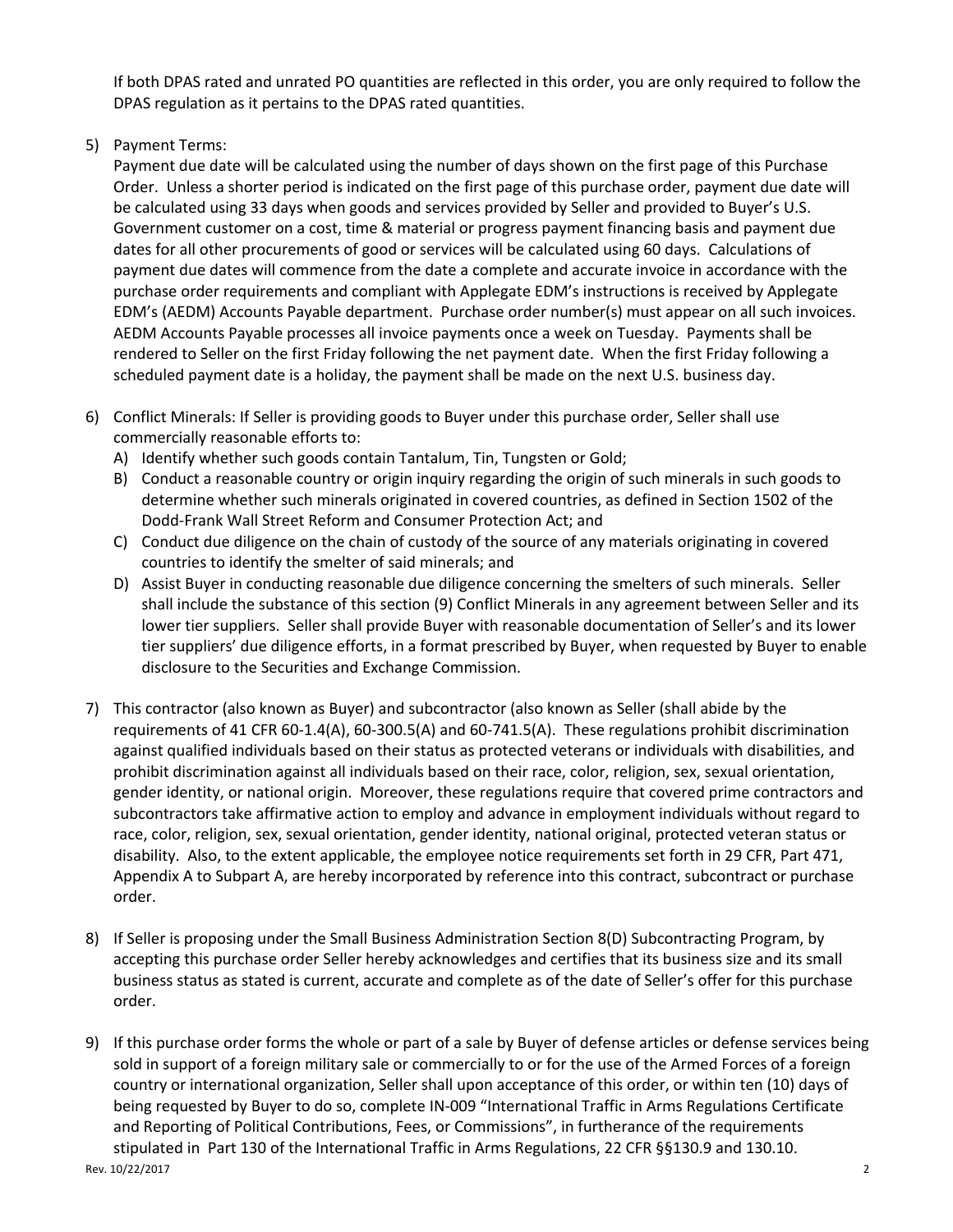If both DPAS rated and unrated PO quantities are reflected in this order, you are only required to follow the DPAS regulation as it pertains to the DPAS rated quantities.

5) Payment Terms:
   Payment due date will be calculated using the number of days shown on the first page of this Purchase Order. Unless a shorter period is indicated on the first page of this purchase order, payment due date will be calculated using 33 days when goods and services provided by Seller and provided to Buyer's U.S. Government customer on a cost, time & material or progress payment financing basis and payment due dates for all other procurements of good or services will be calculated using 60 days. Calculations of payment due dates will commence from the date a complete and accurate invoice in accordance with the purchase order requirements and compliant with Applegate EDM's instructions is received by Applegate EDM's (AEDM) Accounts Payable department. Purchase order number(s) must appear on all such invoices. AEDM Accounts Payable processes all invoice payments once a week on Tuesday. Payments shall be rendered to Seller on the first Friday following the net payment date. When the first Friday following a scheduled payment date is a holiday, the payment shall be made on the next U.S. business day.

6) Conflict Minerals: If Seller is providing goods to Buyer under this purchase order, Seller shall use commercially reasonable efforts to:
   A) Identify whether such goods contain Tantalum, Tin, Tungsten or Gold;
   B) Conduct a reasonable country or origin inquiry regarding the origin of such minerals in such goods to determine whether such minerals originated in covered countries, as defined in Section 1502 of the Dodd-Frank Wall Street Reform and Consumer Protection Act; and
   C) Conduct due diligence on the chain of custody of the source of any materials originating in covered countries to identify the smelter of said minerals; and
   D) Assist Buyer in conducting reasonable due diligence concerning the smelters of such minerals. Seller shall include the substance of this section (9) Conflict Minerals in any agreement between Seller and its lower tier suppliers. Seller shall provide Buyer with reasonable documentation of Seller's and its lower tier suppliers' due diligence efforts, in a format prescribed by Buyer, when requested by Buyer to enable disclosure to the Securities and Exchange Commission.

7) This contractor (also known as Buyer) and subcontractor (also known as Seller (shall abide by the requirements of 41 CFR 60-1.4(A), 60-300.5(A) and 60-741.5(A). These regulations prohibit discrimination against qualified individuals based on their status as protected veterans or individuals with disabilities, and prohibit discrimination against all individuals based on their race, color, religion, sex, sexual orientation, gender identity, or national origin. Moreover, these regulations require that covered prime contractors and subcontractors take affirmative action to employ and advance in employment individuals without regard to race, color, religion, sex, sexual orientation, gender identity, national original, protected veteran status or disability. Also, to the extent applicable, the employee notice requirements set forth in 29 CFR, Part 471, Appendix A to Subpart A, are hereby incorporated by reference into this contract, subcontract or purchase order.

8) If Seller is proposing under the Small Business Administration Section 8(D) Subcontracting Program, by accepting this purchase order Seller hereby acknowledges and certifies that its business size and its small business status as stated is current, accurate and complete as of the date of Seller's offer for this purchase order.

9) If this purchase order forms the whole or part of a sale by Buyer of defense articles or defense services being sold in support of a foreign military sale or commercially to or for the use of the Armed Forces of a foreign country or international organization, Seller shall upon acceptance of this order, or within ten (10) days of being requested by Buyer to do so, complete IN-009 "International Traffic in Arms Regulations Certificate and Reporting of Political Contributions, Fees, or Commissions", in furtherance of the requirements stipulated in Part 130 of the International Traffic in Arms Regulations, 22 CFR §§130.9 and 130.10.

Rev. 10/22/2017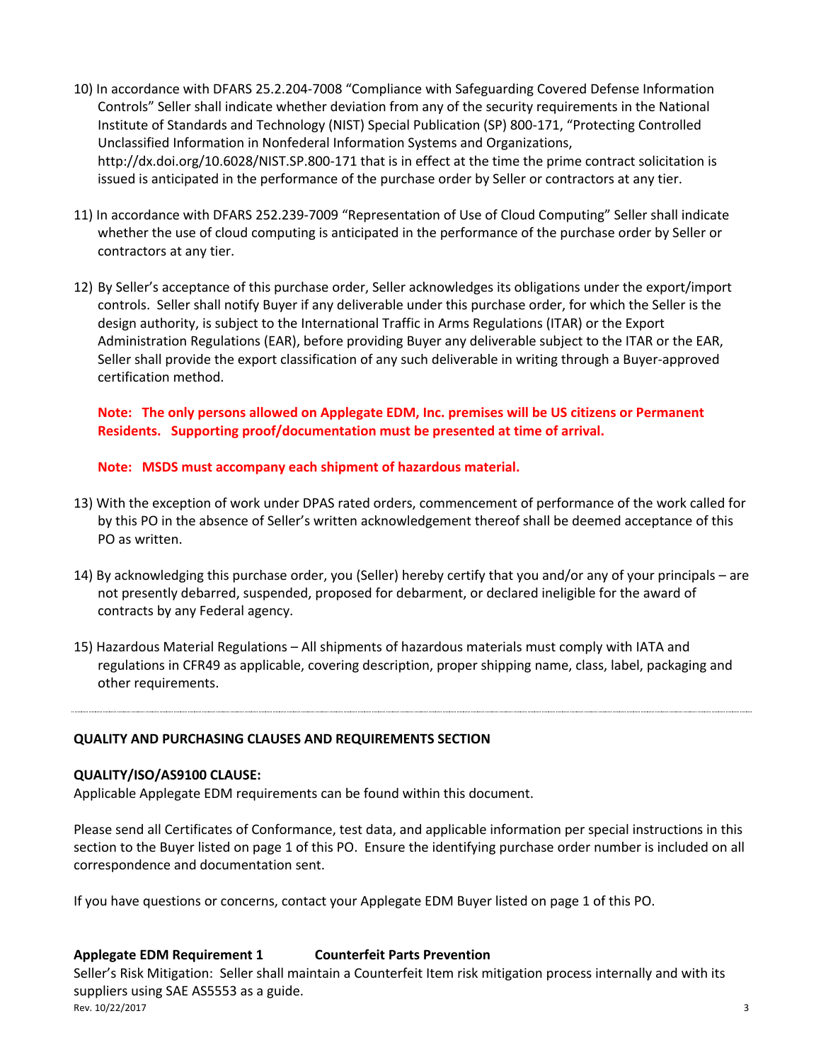10) In accordance with DFARS 25.2.204-7008 “Compliance with Safeguarding Covered Defense Information Controls” Seller shall indicate whether deviation from any of the security requirements in the National Institute of Standards and Technology (NIST) Special Publication (SP) 800-171, “Protecting Controlled Unclassified Information in Nonfederal Information Systems and Organizations, http://dx.doi.org/10.6028/NIST.SP.800-171 that is in effect at the time the prime contract solicitation is issued is anticipated in the performance of the purchase order by Seller or contractors at any tier.

11) In accordance with DFARS 252.239-7009 “Representation of Use of Cloud Computing” Seller shall indicate whether the use of cloud computing is anticipated in the performance of the purchase order by Seller or contractors at any tier.

12) By Seller’s acceptance of this purchase order, Seller acknowledges its obligations under the export/import controls. Seller shall notify Buyer if any deliverable under this purchase order, for which the Seller is the design authority, is subject to the International Traffic in Arms Regulations (ITAR) or the Export Administration Regulations (EAR), before providing Buyer any deliverable subject to the ITAR or the EAR, Seller shall provide the export classification of any such deliverable in writing through a Buyer-approved certification method.

    **Note: The only persons allowed on Applegate EDM, Inc. premises will be US citizens or Permanent Residents. Supporting proof/documentation must be presented at time of arrival.**

    **Note: MSDS must accompany each shipment of hazardous material.**

13) With the exception of work under DPAS rated orders, commencement of performance of the work called for by this PO in the absence of Seller’s written acknowledgement thereof shall be deemed acceptance of this PO as written.

14) By acknowledging this purchase order, you (Seller) hereby certify that you and/or any of your principals – are not presently debarred, suspended, proposed for debarment, or declared ineligible for the award of contracts by any Federal agency.

15) Hazardous Material Regulations – All shipments of hazardous materials must comply with IATA and regulations in CFR49 as applicable, covering description, proper shipping name, class, label, packaging and other requirements.

---

**QUALITY AND PURCHASING CLAUSES AND REQUIREMENTS SECTION**

**QUALITY/ISO/AS9100 CLAUSE:**
Applicable Applegate EDM requirements can be found within this document.

Please send all Certificates of Conformance, test data, and applicable information per special instructions in this section to the Buyer listed on page 1 of this PO. Ensure the identifying purchase order number is included on all correspondence and documentation sent.

If you have questions or concerns, contact your Applegate EDM Buyer listed on page 1 of this PO.

**Applegate EDM Requirement 1 Counterfeit Parts Prevention**
Seller’s Risk Mitigation: Seller shall maintain a Counterfeit Item risk mitigation process internally and with its suppliers using SAE AS5553 as a guide.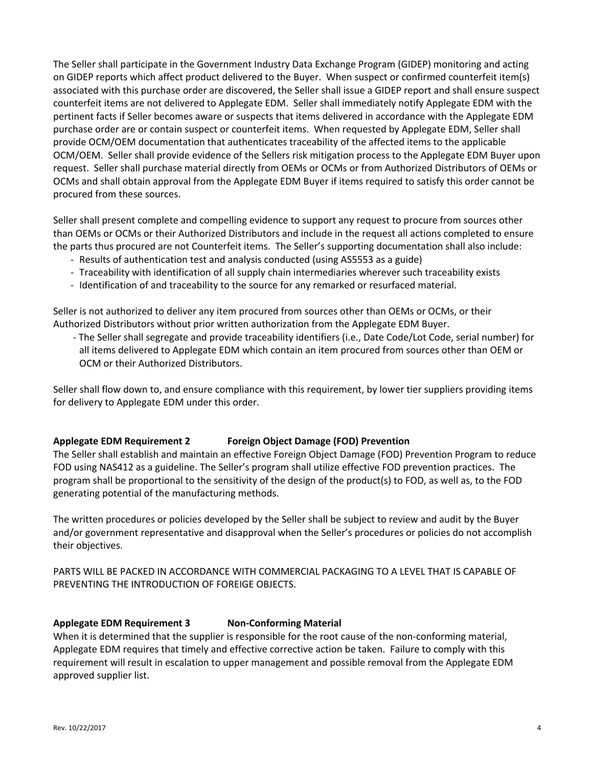The Seller shall participate in the Government Industry Data Exchange Program (GIDEP) monitoring and acting on GIDEP reports which affect product delivered to the Buyer. When suspect or confirmed counterfeit item(s) associated with this purchase order are discovered, the Seller shall issue a GIDEP report and shall ensure suspect counterfeit items are not delivered to Applegate EDM. Seller shall immediately notify Applegate EDM with the pertinent facts if Seller becomes aware or suspects that items delivered in accordance with the Applegate EDM purchase order are or contain suspect or counterfeit items. When requested by Applegate EDM, Seller shall provide OCM/OEM documentation that authenticates traceability of the affected items to the applicable OCM/OEM. Seller shall provide evidence of the Sellers risk mitigation process to the Applegate EDM Buyer upon request. Seller shall purchase material directly from OEMs or OCMs or from Authorized Distributors of OEMs or OCMs and shall obtain approval from the Applegate EDM Buyer if items required to satisfy this order cannot be procured from these sources.

Seller shall present complete and compelling evidence to support any request to procure from sources other than OEMs or OCMs or their Authorized Distributors and include in the request all actions completed to ensure the parts thus procured are not Counterfeit items. The Seller's supporting documentation shall also include:

- Results of authentication test and analysis conducted (using AS5553 as a guide)
- Traceability with identification of all supply chain intermediaries wherever such traceability exists
- Identification of and traceability to the source for any remarked or resurfaced material.

Seller is not authorized to deliver any item procured from sources other than OEMs or OCMs, or their Authorized Distributors without prior written authorization from the Applegate EDM Buyer.

- The Seller shall segregate and provide traceability identifiers (i.e., Date Code/Lot Code, serial number) for all items delivered to Applegate EDM which contain an item procured from sources other than OEM or OCM or their Authorized Distributors.

Seller shall flow down to, and ensure compliance with this requirement, by lower tier suppliers providing items for delivery to Applegate EDM under this order.

**Applegate EDM Requirement 2 Foreign Object Damage (FOD) Prevention**

The Seller shall establish and maintain an effective Foreign Object Damage (FOD) Prevention Program to reduce FOD using NAS412 as a guideline. The Seller's program shall utilize effective FOD prevention practices. The program shall be proportional to the sensitivity of the design of the product(s) to FOD, as well as, to the FOD generating potential of the manufacturing methods.

The written procedures or policies developed by the Seller shall be subject to review and audit by the Buyer and/or government representative and disapproval when the Seller's procedures or policies do not accomplish their objectives.

PARTS WILL BE PACKED IN ACCORDANCE WITH COMMERCIAL PACKAGING TO A LEVEL THAT IS CAPABLE OF PREVENTING THE INTRODUCTION OF FOREIGE OBJECTS.

**Applegate EDM Requirement 3 Non-Conforming Material**

When it is determined that the supplier is responsible for the root cause of the non-conforming material, Applegate EDM requires that timely and effective corrective action be taken. Failure to comply with this requirement will result in escalation to upper management and possible removal from the Applegate EDM approved supplier list.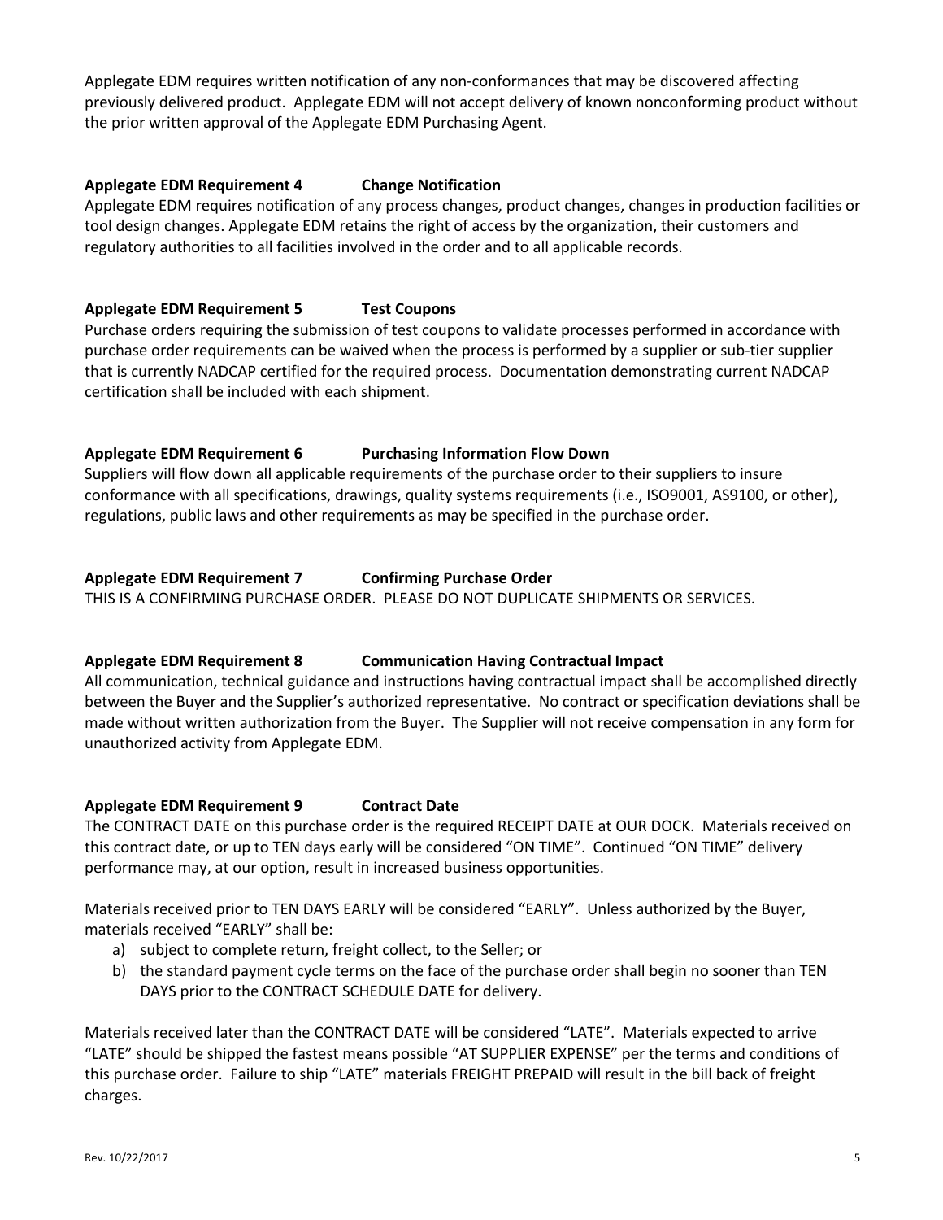Applegate EDM requires written notification of any non-conformances that may be discovered affecting previously delivered product. Applegate EDM will not accept delivery of known nonconforming product without the prior written approval of the Applegate EDM Purchasing Agent.

**Applegate EDM Requirement 4 Change Notification**

Applegate EDM requires notification of any process changes, product changes, changes in production facilities or tool design changes. Applegate EDM retains the right of access by the organization, their customers and regulatory authorities to all facilities involved in the order and to all applicable records.

**Applegate EDM Requirement 5 Test Coupons**

Purchase orders requiring the submission of test coupons to validate processes performed in accordance with purchase order requirements can be waived when the process is performed by a supplier or sub-tier supplier that is currently NADCAP certified for the required process. Documentation demonstrating current NADCAP certification shall be included with each shipment.

**Applegate EDM Requirement 6 Purchasing Information Flow Down**

Suppliers will flow down all applicable requirements of the purchase order to their suppliers to insure conformance with all specifications, drawings, quality systems requirements (i.e., ISO9001, AS9100, or other), regulations, public laws and other requirements as may be specified in the purchase order.

**Applegate EDM Requirement 7 Confirming Purchase Order**

THIS IS A CONFIRMING PURCHASE ORDER. PLEASE DO NOT DUPLICATE SHIPMENTS OR SERVICES.

**Applegate EDM Requirement 8 Communication Having Contractual Impact**

All communication, technical guidance and instructions having contractual impact shall be accomplished directly between the Buyer and the Supplier's authorized representative. No contract or specification deviations shall be made without written authorization from the Buyer. The Supplier will not receive compensation in any form for unauthorized activity from Applegate EDM.

**Applegate EDM Requirement 9 Contract Date**

The CONTRACT DATE on this purchase order is the required RECEIPT DATE at OUR DOCK. Materials received on this contract date, or up to TEN days early will be considered "ON TIME". Continued "ON TIME" delivery performance may, at our option, result in increased business opportunities.

Materials received prior to TEN DAYS EARLY will be considered "EARLY". Unless authorized by the Buyer, materials received "EARLY" shall be:

a) subject to complete return, freight collect, to the Seller; or
b) the standard payment cycle terms on the face of the purchase order shall begin no sooner than TEN DAYS prior to the CONTRACT SCHEDULE DATE for delivery.

Materials received later than the CONTRACT DATE will be considered "LATE". Materials expected to arrive "LATE" should be shipped the fastest means possible "AT SUPPLIER EXPENSE" per the terms and conditions of this purchase order. Failure to ship "LATE" materials FREIGHT PREPAID will result in the bill back of freight charges.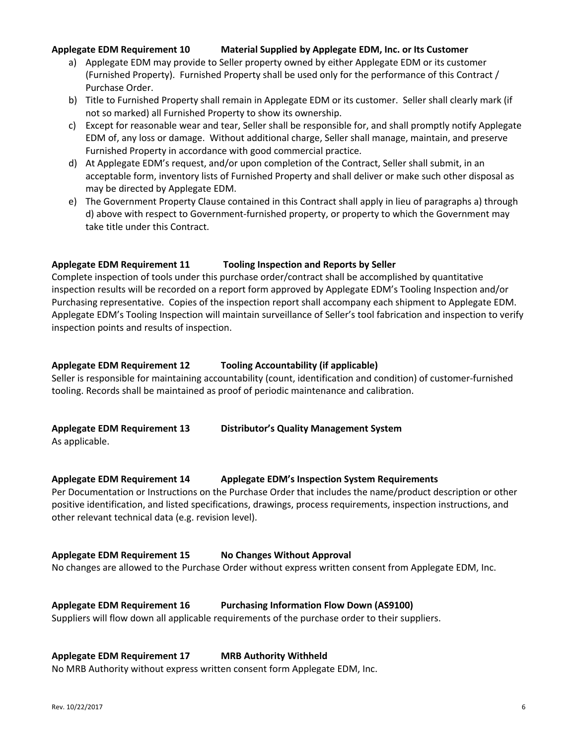**Applegate EDM Requirement 10 Material Supplied by Applegate EDM, Inc. or Its Customer**

a) Applegate EDM may provide to Seller property owned by either Applegate EDM or its customer (Furnished Property). Furnished Property shall be used only for the performance of this Contract / Purchase Order.
b) Title to Furnished Property shall remain in Applegate EDM or its customer. Seller shall clearly mark (if not so marked) all Furnished Property to show its ownership.
c) Except for reasonable wear and tear, Seller shall be responsible for, and shall promptly notify Applegate EDM of, any loss or damage. Without additional charge, Seller shall manage, maintain, and preserve Furnished Property in accordance with good commercial practice.
d) At Applegate EDM's request, and/or upon completion of the Contract, Seller shall submit, in an acceptable form, inventory lists of Furnished Property and shall deliver or make such other disposal as may be directed by Applegate EDM.
e) The Government Property Clause contained in this Contract shall apply in lieu of paragraphs a) through d) above with respect to Government-furnished property, or property to which the Government may take title under this Contract.

**Applegate EDM Requirement 11 Tooling Inspection and Reports by Seller**

Complete inspection of tools under this purchase order/contract shall be accomplished by quantitative inspection results will be recorded on a report form approved by Applegate EDM's Tooling Inspection and/or Purchasing representative. Copies of the inspection report shall accompany each shipment to Applegate EDM. Applegate EDM's Tooling Inspection will maintain surveillance of Seller's tool fabrication and inspection to verify inspection points and results of inspection.

**Applegate EDM Requirement 12 Tooling Accountability (if applicable)**

Seller is responsible for maintaining accountability (count, identification and condition) of customer-furnished tooling. Records shall be maintained as proof of periodic maintenance and calibration.

**Applegate EDM Requirement 13 Distributor's Quality Management System**

As applicable.

**Applegate EDM Requirement 14 Applegate EDM's Inspection System Requirements**

Per Documentation or Instructions on the Purchase Order that includes the name/product description or other positive identification, and listed specifications, drawings, process requirements, inspection instructions, and other relevant technical data (e.g. revision level).

**Applegate EDM Requirement 15 No Changes Without Approval**

No changes are allowed to the Purchase Order without express written consent from Applegate EDM, Inc.

**Applegate EDM Requirement 16 Purchasing Information Flow Down (AS9100)**

Suppliers will flow down all applicable requirements of the purchase order to their suppliers.

**Applegate EDM Requirement 17 MRB Authority Withheld**

No MRB Authority without express written consent form Applegate EDM, Inc.

Rev. 10/22/2017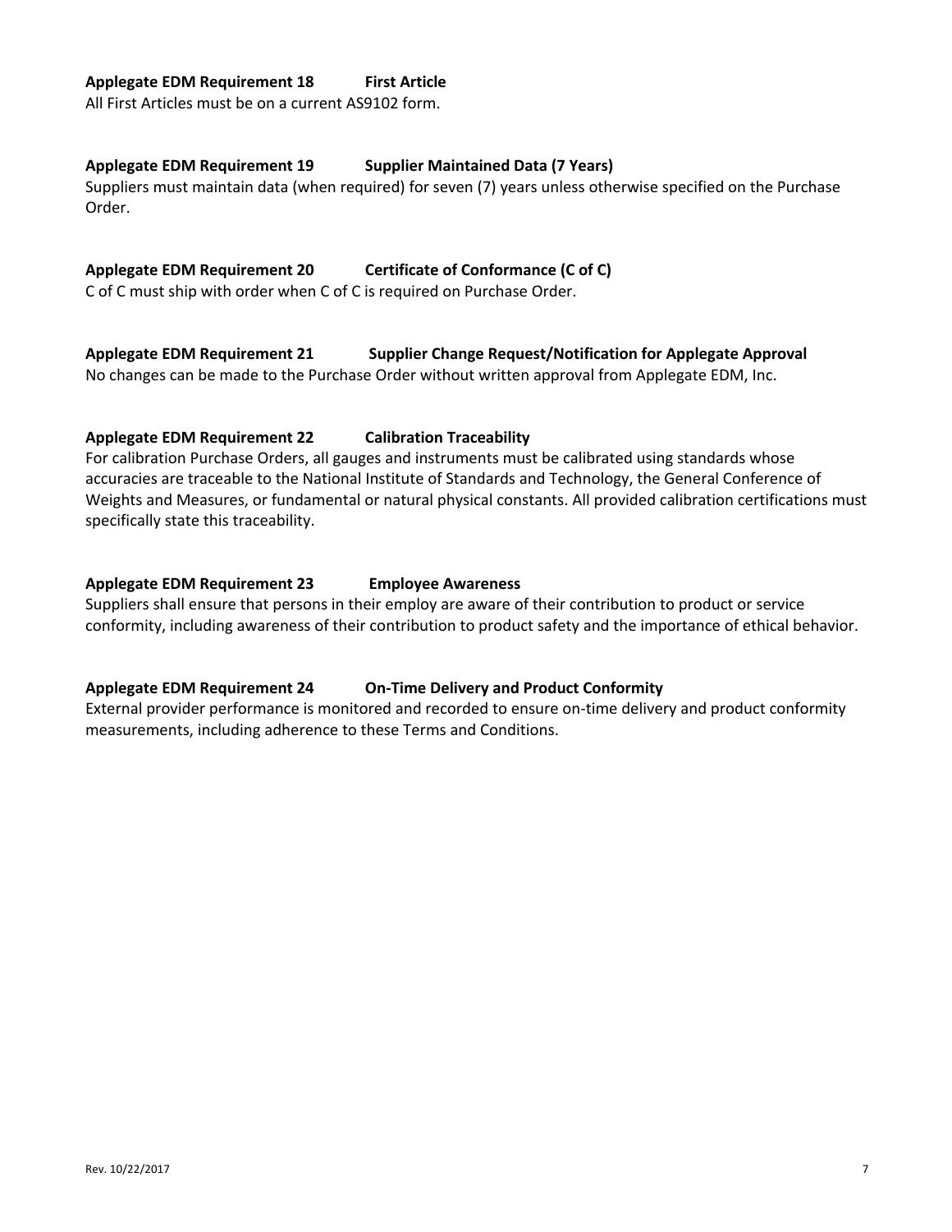**Applegate EDM Requirement 18 First Article**

All First Articles must be on a current AS9102 form.

**Applegate EDM Requirement 19 Supplier Maintained Data (7 Years)**

Suppliers must maintain data (when required) for seven (7) years unless otherwise specified on the Purchase Order.

**Applegate EDM Requirement 20 Certificate of Conformance (C of C)**

C of C must ship with order when C of C is required on Purchase Order.

**Applegate EDM Requirement 21 Supplier Change Request/Notification for Applegate Approval**

No changes can be made to the Purchase Order without written approval from Applegate EDM, Inc.

**Applegate EDM Requirement 22 Calibration Traceability**

For calibration Purchase Orders, all gauges and instruments must be calibrated using standards whose accuracies are traceable to the National Institute of Standards and Technology, the General Conference of Weights and Measures, or fundamental or natural physical constants. All provided calibration certifications must specifically state this traceability.

**Applegate EDM Requirement 23 Employee Awareness**

Suppliers shall ensure that persons in their employ are aware of their contribution to product or service conformity, including awareness of their contribution to product safety and the importance of ethical behavior.

**Applegate EDM Requirement 24 On-Time Delivery and Product Conformity**

External provider performance is monitored and recorded to ensure on-time delivery and product conformity measurements, including adherence to these Terms and Conditions.